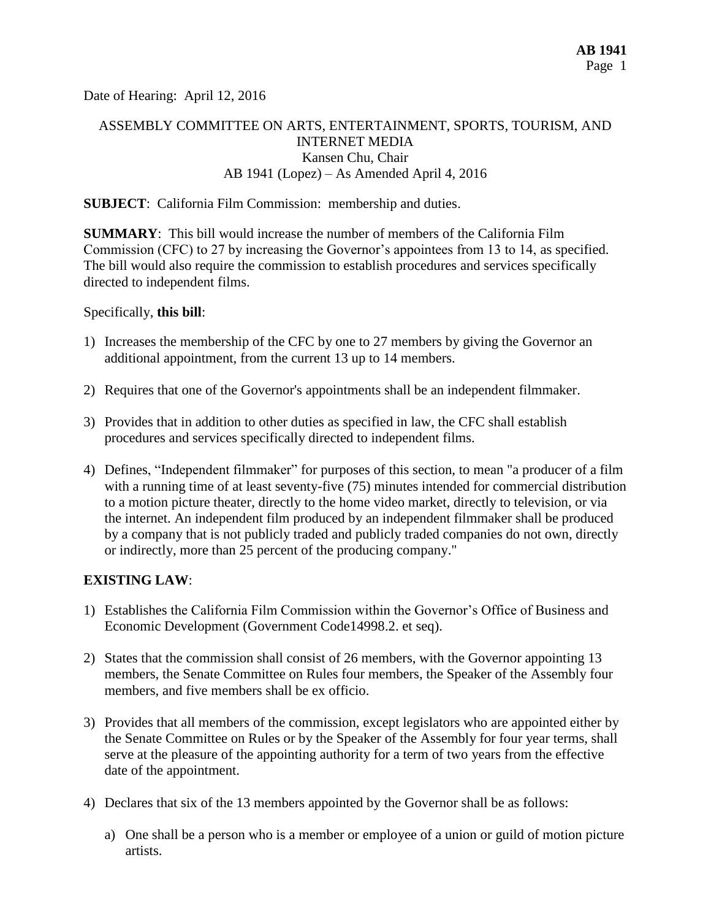Date of Hearing: April 12, 2016

ASSEMBLY COMMITTEE ON ARTS, ENTERTAINMENT, SPORTS, TOURISM, AND INTERNET MEDIA
Kansen Chu, Chair
AB 1941 (Lopez) – As Amended April 4, 2016

**SUBJECT**: California Film Commission: membership and duties.

**SUMMARY**: This bill would increase the number of members of the California Film Commission (CFC) to 27 by increasing the Governor's appointees from 13 to 14, as specified. The bill would also require the commission to establish procedures and services specifically directed to independent films.

Specifically, **this bill**:

1) Increases the membership of the CFC by one to 27 members by giving the Governor an additional appointment, from the current 13 up to 14 members.

2) Requires that one of the Governor's appointments shall be an independent filmmaker.

3) Provides that in addition to other duties as specified in law, the CFC shall establish procedures and services specifically directed to independent films.

4) Defines, "Independent filmmaker" for purposes of this section, to mean "a producer of a film with a running time of at least seventy-five (75) minutes intended for commercial distribution to a motion picture theater, directly to the home video market, directly to television, or via the internet. An independent film produced by an independent filmmaker shall be produced by a company that is not publicly traded and publicly traded companies do not own, directly or indirectly, more than 25 percent of the producing company."

**EXISTING LAW**:

1) Establishes the California Film Commission within the Governor's Office of Business and Economic Development (Government Code14998.2. et seq).

2) States that the commission shall consist of 26 members, with the Governor appointing 13 members, the Senate Committee on Rules four members, the Speaker of the Assembly four members, and five members shall be ex officio.

3) Provides that all members of the commission, except legislators who are appointed either by the Senate Committee on Rules or by the Speaker of the Assembly for four year terms, shall serve at the pleasure of the appointing authority for a term of two years from the effective date of the appointment.

4) Declares that six of the 13 members appointed by the Governor shall be as follows:

   a) One shall be a person who is a member or employee of a union or guild of motion picture artists.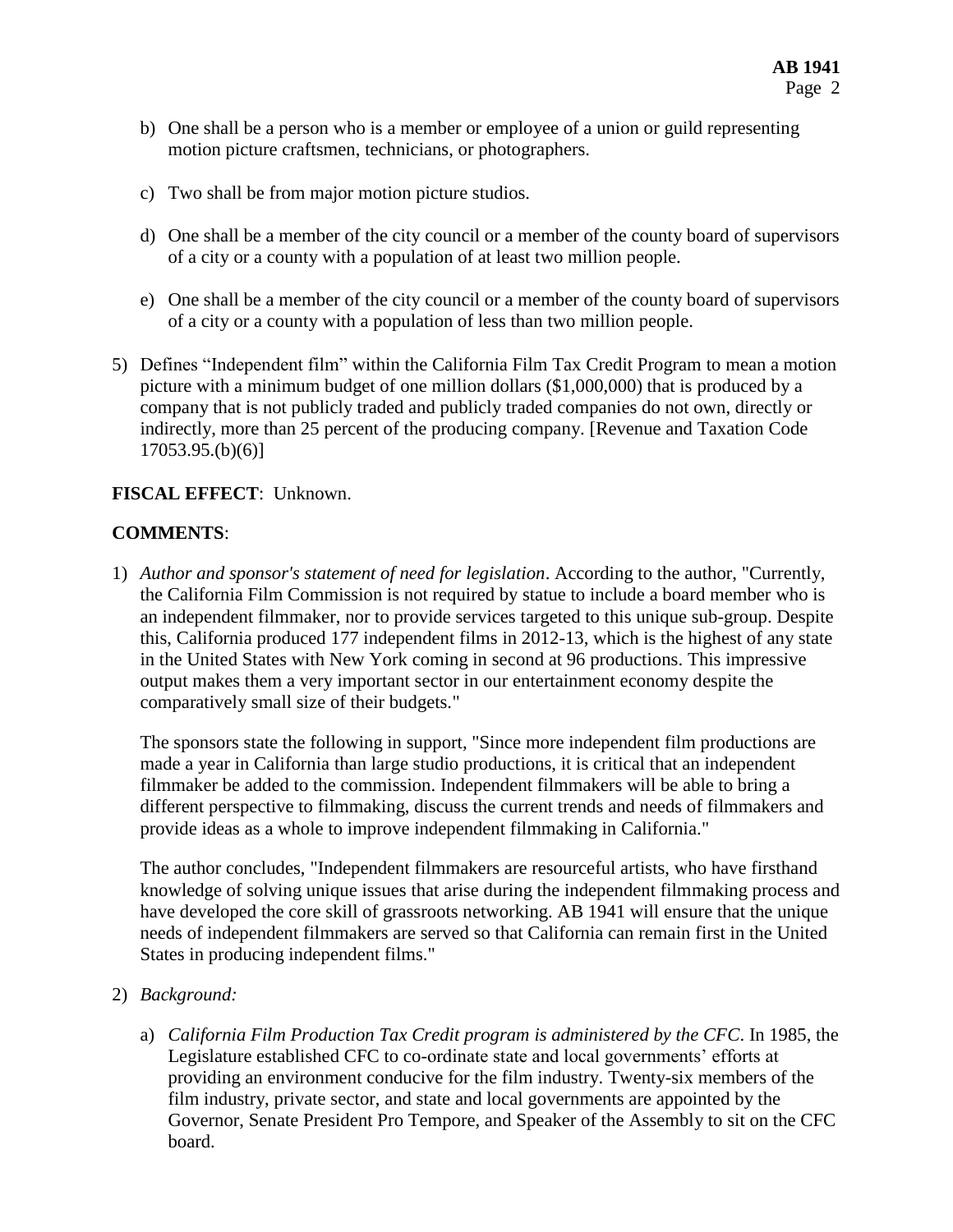b) One shall be a person who is a member or employee of a union or guild representing motion picture craftsmen, technicians, or photographers.

c) Two shall be from major motion picture studios.

d) One shall be a member of the city council or a member of the county board of supervisors of a city or a county with a population of at least two million people.

e) One shall be a member of the city council or a member of the county board of supervisors of a city or a county with a population of less than two million people.

5) Defines "Independent film" within the California Film Tax Credit Program to mean a motion picture with a minimum budget of one million dollars ($1,000,000) that is produced by a company that is not publicly traded and publicly traded companies do not own, directly or indirectly, more than 25 percent of the producing company. [Revenue and Taxation Code 17053.95.(b)(6)]

**FISCAL EFFECT**: Unknown.

**COMMENTS**:

1) *Author and sponsor's statement of need for legislation*. According to the author, "Currently, the California Film Commission is not required by statue to include a board member who is an independent filmmaker, nor to provide services targeted to this unique sub-group. Despite this, California produced 177 independent films in 2012-13, which is the highest of any state in the United States with New York coming in second at 96 productions. This impressive output makes them a very important sector in our entertainment economy despite the comparatively small size of their budgets."

   The sponsors state the following in support, "Since more independent film productions are made a year in California than large studio productions, it is critical that an independent filmmaker be added to the commission. Independent filmmakers will be able to bring a different perspective to filmmaking, discuss the current trends and needs of filmmakers and provide ideas as a whole to improve independent filmmaking in California."

   The author concludes, "Independent filmmakers are resourceful artists, who have firsthand knowledge of solving unique issues that arise during the independent filmmaking process and have developed the core skill of grassroots networking. AB 1941 will ensure that the unique needs of independent filmmakers are served so that California can remain first in the United States in producing independent films."

2) *Background:*

   a) *California Film Production Tax Credit program is administered by the CFC*. In 1985, the Legislature established CFC to co-ordinate state and local governments' efforts at providing an environment conducive for the film industry. Twenty-six members of the film industry, private sector, and state and local governments are appointed by the Governor, Senate President Pro Tempore, and Speaker of the Assembly to sit on the CFC board.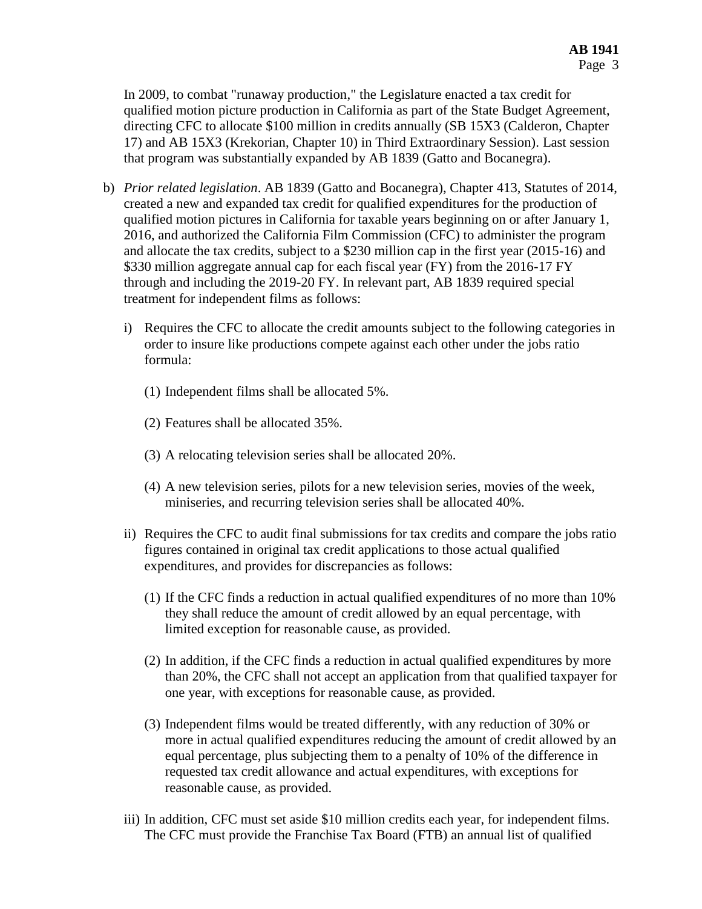In 2009, to combat "runaway production," the Legislature enacted a tax credit for qualified motion picture production in California as part of the State Budget Agreement, directing CFC to allocate $100 million in credits annually (SB 15X3 (Calderon, Chapter 17) and AB 15X3 (Krekorian, Chapter 10) in Third Extraordinary Session). Last session that program was substantially expanded by AB 1839 (Gatto and Bocanegra).

b) *Prior related legislation*. AB 1839 (Gatto and Bocanegra), Chapter 413, Statutes of 2014, created a new and expanded tax credit for qualified expenditures for the production of qualified motion pictures in California for taxable years beginning on or after January 1, 2016, and authorized the California Film Commission (CFC) to administer the program and allocate the tax credits, subject to a $230 million cap in the first year (2015-16) and $330 million aggregate annual cap for each fiscal year (FY) from the 2016-17 FY through and including the 2019-20 FY. In relevant part, AB 1839 required special treatment for independent films as follows:

   i) Requires the CFC to allocate the credit amounts subject to the following categories in order to insure like productions compete against each other under the jobs ratio formula:

      (1) Independent films shall be allocated 5%.

      (2) Features shall be allocated 35%.

      (3) A relocating television series shall be allocated 20%.

      (4) A new television series, pilots for a new television series, movies of the week, miniseries, and recurring television series shall be allocated 40%.

   ii) Requires the CFC to audit final submissions for tax credits and compare the jobs ratio figures contained in original tax credit applications to those actual qualified expenditures, and provides for discrepancies as follows:

      (1) If the CFC finds a reduction in actual qualified expenditures of no more than 10% they shall reduce the amount of credit allowed by an equal percentage, with limited exception for reasonable cause, as provided.

      (2) In addition, if the CFC finds a reduction in actual qualified expenditures by more than 20%, the CFC shall not accept an application from that qualified taxpayer for one year, with exceptions for reasonable cause, as provided.

      (3) Independent films would be treated differently, with any reduction of 30% or more in actual qualified expenditures reducing the amount of credit allowed by an equal percentage, plus subjecting them to a penalty of 10% of the difference in requested tax credit allowance and actual expenditures, with exceptions for reasonable cause, as provided.

   iii) In addition, CFC must set aside $10 million credits each year, for independent films. The CFC must provide the Franchise Tax Board (FTB) an annual list of qualified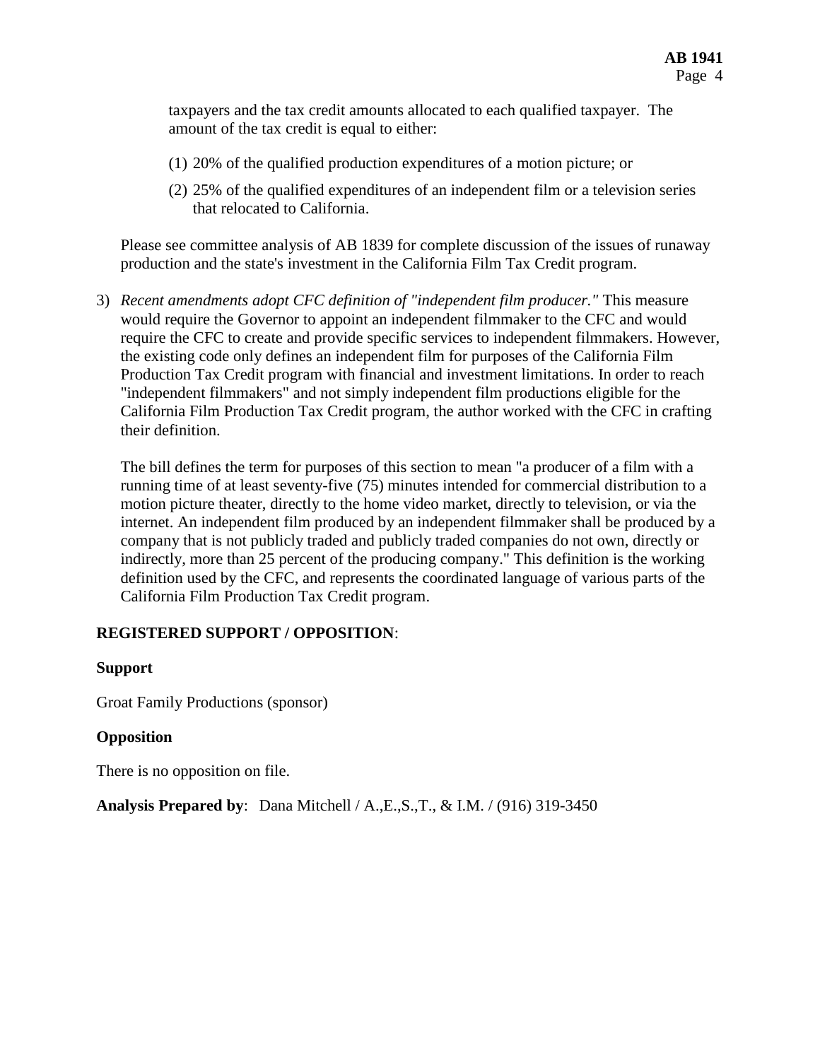taxpayers and the tax credit amounts allocated to each qualified taxpayer. The amount of the tax credit is equal to either:

(1) 20% of the qualified production expenditures of a motion picture; or

(2) 25% of the qualified expenditures of an independent film or a television series that relocated to California.

Please see committee analysis of AB 1839 for complete discussion of the issues of runaway production and the state's investment in the California Film Tax Credit program.

3) *Recent amendments adopt CFC definition of "independent film producer."* This measure would require the Governor to appoint an independent filmmaker to the CFC and would require the CFC to create and provide specific services to independent filmmakers. However, the existing code only defines an independent film for purposes of the California Film Production Tax Credit program with financial and investment limitations. In order to reach "independent filmmakers" and not simply independent film productions eligible for the California Film Production Tax Credit program, the author worked with the CFC in crafting their definition.

   The bill defines the term for purposes of this section to mean "a producer of a film with a running time of at least seventy-five (75) minutes intended for commercial distribution to a motion picture theater, directly to the home video market, directly to television, or via the internet. An independent film produced by an independent filmmaker shall be produced by a company that is not publicly traded and publicly traded companies do not own, directly or indirectly, more than 25 percent of the producing company." This definition is the working definition used by the CFC, and represents the coordinated language of various parts of the California Film Production Tax Credit program.

**REGISTERED SUPPORT / OPPOSITION**:

**Support**

Groat Family Productions (sponsor)

**Opposition**

There is no opposition on file.

**Analysis Prepared by**: Dana Mitchell / A.,E.,S.,T., & I.M. / (916) 319-3450